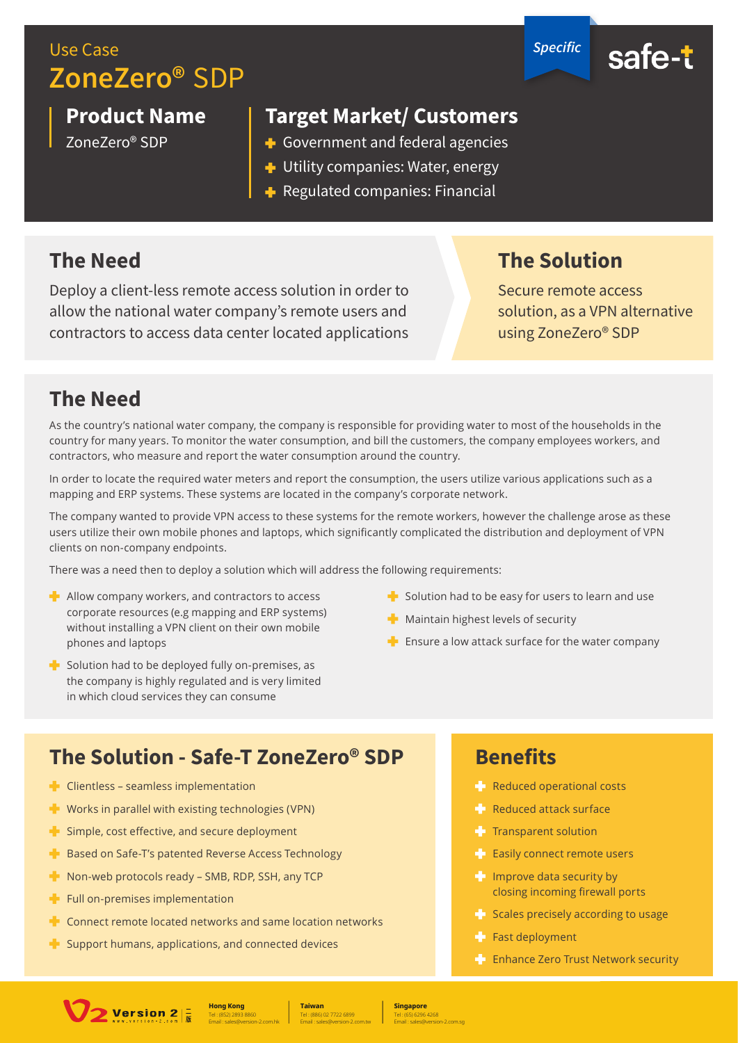Use Case

# ZoneZero® SDP

*Specific*

safe-t

## Product Name

ZoneZero® SDP

## Target Market/ Customers

- Government and federal agencies
- Utility companies: Water, energy
- Regulated companies: Financial

## The Need

Deploy a client-less remote access solution in order to allow the national water company's remote users and contractors to access data center located applications

## The Solution

Secure remote access solution, as a VPN alternative using ZoneZero® SDP

## The Need

As the country's national water company, the company is responsible for providing water to most of the households in the country for many years. To monitor the water consumption, and bill the customers, the company employees workers, and contractors, who measure and report the water consumption around the country.

In order to locate the required water meters and report the consumption, the users utilize various applications such as a mapping and ERP systems. These systems are located in the company's corporate network.

The company wanted to provide VPN access to these systems for the remote workers, however the challenge arose as these users utilize their own mobile phones and laptops, which significantly complicated the distribution and deployment of VPN clients on non-company endpoints.

There was a need then to deploy a solution which will address the following requirements:

- Allow company workers, and contractors to access corporate resources (e.g mapping and ERP systems) without installing a VPN client on their own mobile phones and laptops
- Solution had to be deployed fully on-premises, as the company is highly regulated and is very limited in which cloud services they can consume
- Solution had to be easy for users to learn and use
- Maintain highest levels of security
- Ensure a low attack surface for the water company

## The Solution - Safe-T ZoneZero® SDP

- Clientless – seamless implementation
- Works in parallel with existing technologies (VPN)
- Simple, cost effective, and secure deployment
- Based on Safe-T's patented Reverse Access Technology
- Non-web protocols ready – SMB, RDP, SSH, any TCP
- Full on-premises implementation
- Connect remote located networks and same location networks
- Support humans, applications, and connected devices

## Benefits

- Reduced operational costs
- Reduced attack surface
- Transparent solution
- Easily connect remote users
- Improve data security by closing incoming firewall ports
- Scales precisely according to usage
- Fast deployment
- Enhance Zero Trust Network security

Version 2

**Hong Kong**
Tel : (852) 2893 8860
Email : sales@version-2.com.hk

**Taiwan**
Tel : (886) 02 7722 6899
Email : sales@version-2.com.tw

**Singapore**
Tel : (65) 6296 4268
Email : sales@version-2.com.sg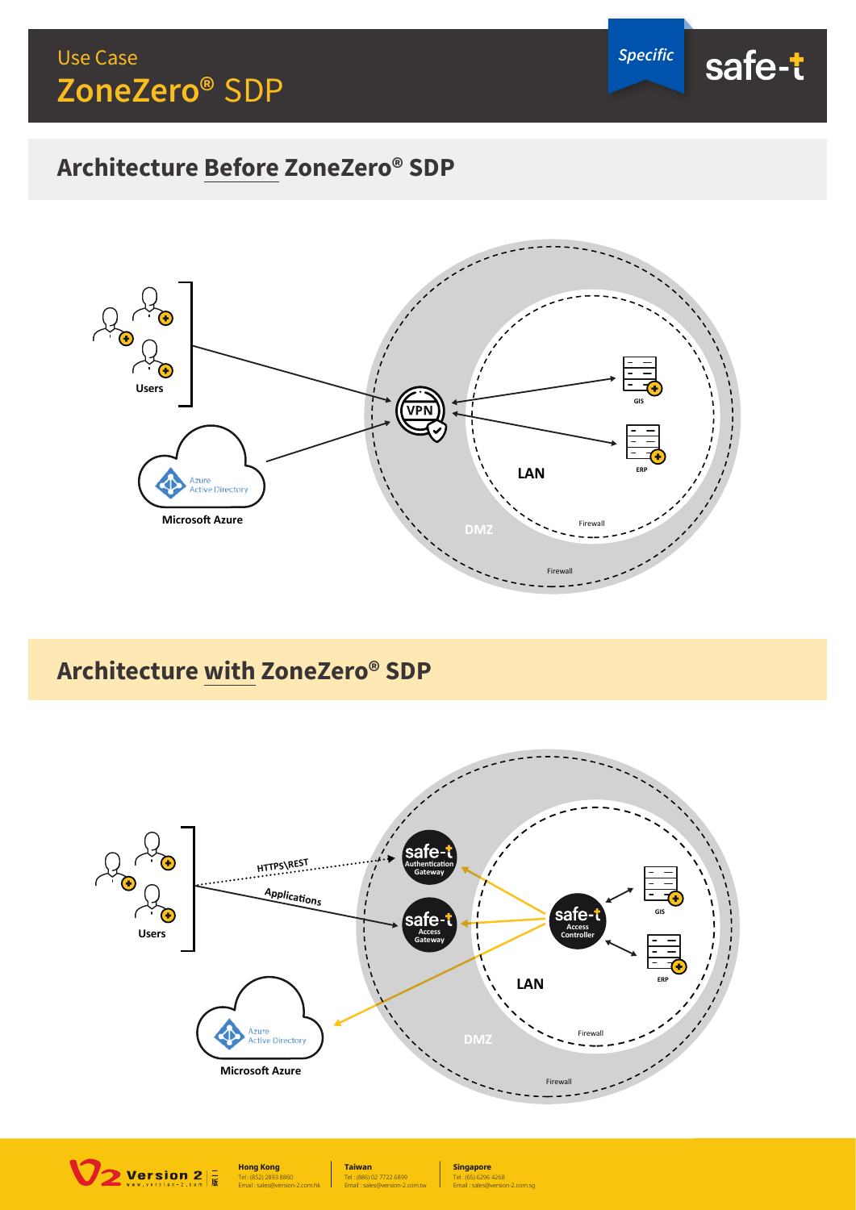Use Case

# ZoneZero® SDP

Specific

safe-t

## Architecture Before ZoneZero® SDP

Users

Azure Active Directory

Microsoft Azure

VPN

GIS

ERP

LAN

DMZ

Firewall

Firewall

## Architecture with ZoneZero® SDP

Users

HTTPS\REST

Applications

safe-t Authentication Gateway

safe-t Access Gateway

safe-t Access Controller

GIS

ERP

LAN

DMZ

Firewall

Firewall

Azure Active Directory

Microsoft Azure

Version 2

**Hong Kong**
Tel : (852) 2893 8860
Email : sales@version-2.com.hk

**Taiwan**
Tel : (886) 02 7722 6899
Email : sales@version-2.com.tw

**Singapore**
Tel : (65) 6296 4268
Email : sales@version-2.com.sg